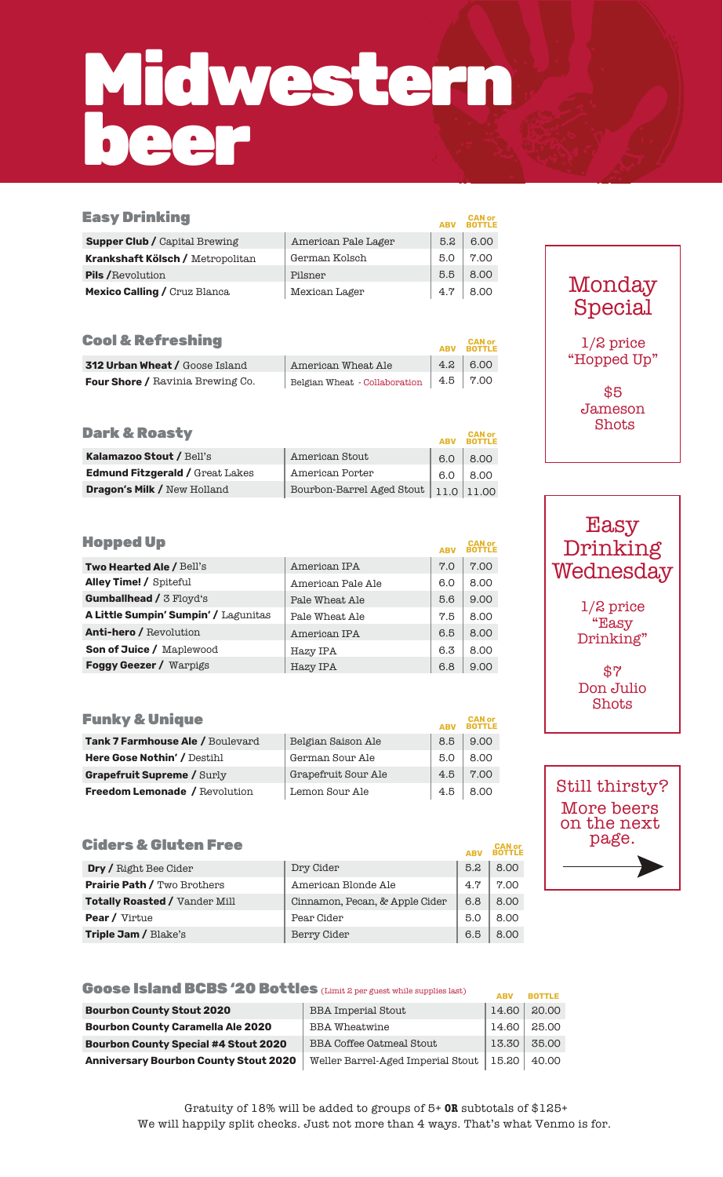# Midwestern beer

## Easy Drinking

| | | ABV | CAN or BOTTLE |
|---|---|---|---|
| **Supper Club /** Capital Brewing | American Pale Lager | 5.2 | 6.00 |
| **Krankshaft Kölsch /** Metropolitan | German Kolsch | 5.0 | 7.00 |
| **Pils /** Revolution | Pilsner | 5.5 | 8.00 |
| **Mexico Calling /** Cruz Blanca | Mexican Lager | 4.7 | 8.00 |

## Cool & Refreshing

| | | ABV | CAN or BOTTLE |
|---|---|---|---|
| **312 Urban Wheat /** Goose Island | American Wheat Ale | 4.2 | 6.00 |
| **Four Shore /** Ravinia Brewing Co. | Belgian Wheat - Collaboration | 4.5 | 7.00 |

## Dark & Roasty

| | | ABV | CAN or BOTTLE |
|---|---|---|---|
| **Kalamazoo Stout /** Bell's | American Stout | 6.0 | 8.00 |
| **Edmund Fitzgerald /** Great Lakes | American Porter | 6.0 | 8.00 |
| **Dragon's Milk /** New Holland | Bourbon-Barrel Aged Stout | 11.0 | 11.00 |

## Hopped Up

| | | ABV | CAN or BOTTLE |
|---|---|---|---|
| **Two Hearted Ale /** Bell's | American IPA | 7.0 | 7.00 |
| **Alley Time! /** Spiteful | American Pale Ale | 6.0 | 8.00 |
| **Gumballhead /** 3 Floyd's | Pale Wheat Ale | 5.6 | 9.00 |
| **A Little Sumpin' Sumpin' /** Lagunitas | Pale Wheat Ale | 7.5 | 8.00 |
| **Anti-hero /** Revolution | American IPA | 6.5 | 8.00 |
| **Son of Juice /** Maplewood | Hazy IPA | 6.3 | 8.00 |
| **Foggy Geezer /** Warpigs | Hazy IPA | 6.8 | 9.00 |

## Funky & Unique

| | | ABV | CAN or BOTTLE |
|---|---|---|---|
| **Tank 7 Farmhouse Ale /** Boulevard | Belgian Saison Ale | 8.5 | 9.00 |
| **Here Gose Nothin' /** Destihl | German Sour Ale | 5.0 | 8.00 |
| **Grapefruit Supreme /** Surly | Grapefruit Sour Ale | 4.5 | 7.00 |
| **Freedom Lemonade /** Revolution | Lemon Sour Ale | 4.5 | 8.00 |

## Ciders & Gluten Free

| | | ABV | CAN or BOTTLE |
|---|---|---|---|
| **Dry /** Right Bee Cider | Dry Cider | 5.2 | 8.00 |
| **Prairie Path /** Two Brothers | American Blonde Ale | 4.7 | 7.00 |
| **Totally Roasted /** Vander Mill | Cinnamon, Pecan, & Apple Cider | 6.8 | 8.00 |
| **Pear /** Virtue | Pear Cider | 5.0 | 8.00 |
| **Triple Jam /** Blake's | Berry Cider | 6.5 | 8.00 |

## Goose Island BCBS '20 Bottles (Limit 2 per guest while supplies last)

| | | ABV | BOTTLE |
|---|---|---|---|
| **Bourbon County Stout 2020** | BBA Imperial Stout | 14.60 | 20.00 |
| **Bourbon County Caramella Ale 2020** | BBA Wheatwine | 14.60 | 25.00 |
| **Bourbon County Special #4 Stout 2020** | BBA Coffee Oatmeal Stout | 13.30 | 35.00 |
| **Anniversary Bourbon County Stout 2020** | Weller Barrel-Aged Imperial Stout | 15.20 | 40.00 |

### Monday Special

1/2 price "Hopped Up"

$5 Jameson Shots

### Easy Drinking Wednesday

1/2 price "Easy Drinking"

$7 Don Julio Shots

Still thirsty? More beers on the next page. →

Gratuity of 18% will be added to groups of 5+ **OR** subtotals of $125+
We will happily split checks. Just not more than 4 ways. That's what Venmo is for.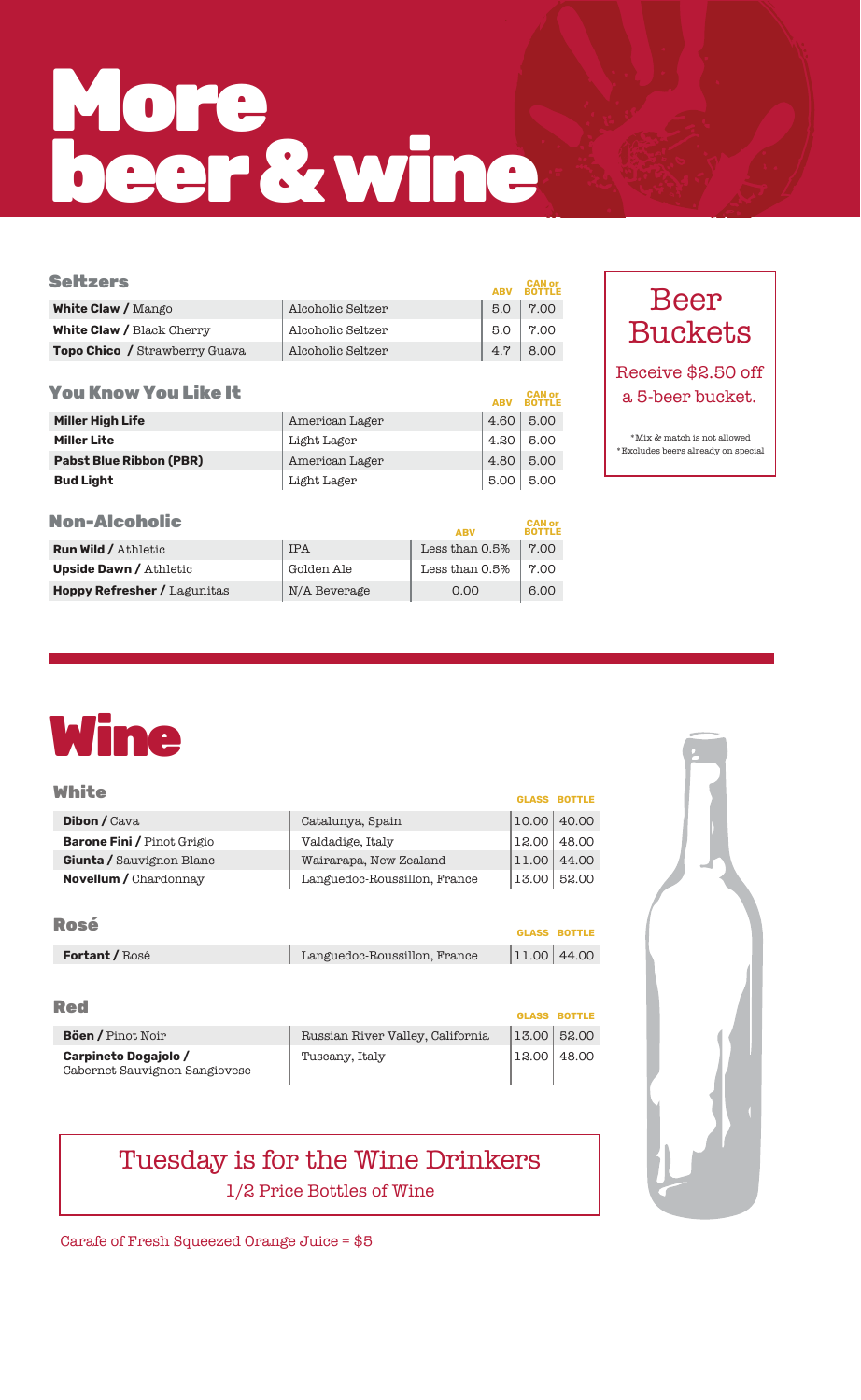# More beer & wine

## Seltzers

| | | ABV | CAN or BOTTLE |
|---|---|---|---|
| **White Claw /** Mango | Alcoholic Seltzer | 5.0 | 7.00 |
| **White Claw /** Black Cherry | Alcoholic Seltzer | 5.0 | 7.00 |
| **Topo Chico /** Strawberry Guava | Alcoholic Seltzer | 4.7 | 8.00 |

## You Know You Like It

| | | ABV | CAN or BOTTLE |
|---|---|---|---|
| **Miller High Life** | American Lager | 4.60 | 5.00 |
| **Miller Lite** | Light Lager | 4.20 | 5.00 |
| **Pabst Blue Ribbon (PBR)** | American Lager | 4.80 | 5.00 |
| **Bud Light** | Light Lager | 5.00 | 5.00 |

## Non-Alcoholic

| | | ABV | CAN or BOTTLE |
|---|---|---|---|
| **Run Wild /** Athletic | IPA | Less than 0.5% | 7.00 |
| **Upside Dawn /** Athletic | Golden Ale | Less than 0.5% | 7.00 |
| **Hoppy Refresher /** Lagunitas | N/A Beverage | 0.00 | 6.00 |

### Beer Buckets

Receive $2.50 off a 5-beer bucket.

*Mix & match is not allowed
*Excludes beers already on special

# Wine

## White

| | | GLASS | BOTTLE |
|---|---|---|---|
| **Dibon /** Cava | Catalunya, Spain | 10.00 | 40.00 |
| **Barone Fini /** Pinot Grigio | Valdadige, Italy | 12.00 | 48.00 |
| **Giunta /** Sauvignon Blanc | Wairarapa, New Zealand | 11.00 | 44.00 |
| **Novellum /** Chardonnay | Languedoc-Roussillon, France | 13.00 | 52.00 |

## Rosé

| | | GLASS | BOTTLE |
|---|---|---|---|
| **Fortant /** Rosé | Languedoc-Roussillon, France | 11.00 | 44.00 |

## Red

| | | GLASS | BOTTLE |
|---|---|---|---|
| **Böen /** Pinot Noir | Russian River Valley, California | 13.00 | 52.00 |
| **Carpineto Dogajolo /** Cabernet Sauvignon Sangiovese | Tuscany, Italy | 12.00 | 48.00 |

### Tuesday is for the Wine Drinkers

1/2 Price Bottles of Wine

Carafe of Fresh Squeezed Orange Juice = $5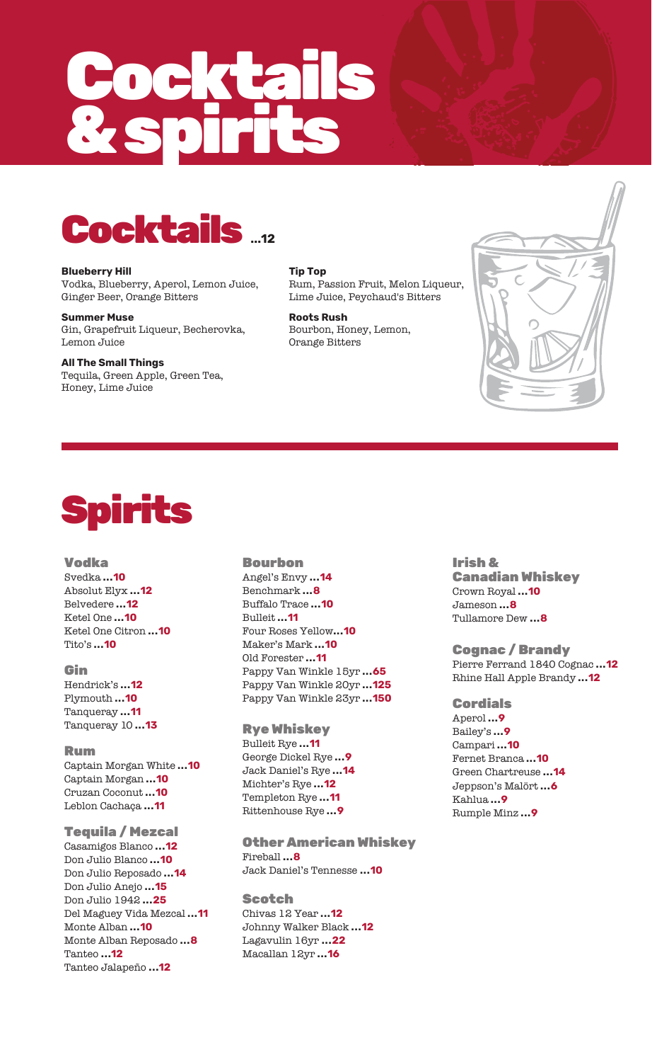# Cocktails & spirits

## Cocktails ...12

**Blueberry Hill**
Vodka, Blueberry, Aperol, Lemon Juice, Ginger Beer, Orange Bitters

**Summer Muse**
Gin, Grapefruit Liqueur, Becherovka, Lemon Juice

**All The Small Things**
Tequila, Green Apple, Green Tea, Honey, Lime Juice

**Tip Top**
Rum, Passion Fruit, Melon Liqueur, Lime Juice, Peychaud's Bitters

**Roots Rush**
Bourbon, Honey, Lemon, Orange Bitters

## Spirits

### Vodka
Svedka ...10
Absolut Elyx ...12
Belvedere ...12
Ketel One ...10
Ketel One Citron ...10
Tito's ...10

### Gin
Hendrick's ...12
Plymouth ...10
Tanqueray ...11
Tanqueray 10 ...13

### Rum
Captain Morgan White ...10
Captain Morgan ...10
Cruzan Coconut ...10
Leblon Cachaça ...11

### Tequila / Mezcal
Casamigos Blanco ...12
Don Julio Blanco ...10
Don Julio Reposado ...14
Don Julio Anejo ...15
Don Julio 1942 ...25
Del Maguey Vida Mezcal ...11
Monte Alban ...10
Monte Alban Reposado ...8
Tanteo ...12
Tanteo Jalapeño ...12

### Bourbon
Angel's Envy ...14
Benchmark ...8
Buffalo Trace ...10
Bulleit ...11
Four Roses Yellow...10
Maker's Mark ...10
Old Forester ...11
Pappy Van Winkle 15yr ...65
Pappy Van Winkle 20yr ...125
Pappy Van Winkle 23yr ...150

### Rye Whiskey
Bulleit Rye ...11
George Dickel Rye ...9
Jack Daniel's Rye ...14
Michter's Rye ...12
Templeton Rye ...11
Rittenhouse Rye ...9

### Other American Whiskey
Fireball ...8
Jack Daniel's Tennesse ...10

### Scotch
Chivas 12 Year ...12
Johnny Walker Black ...12
Lagavulin 16yr ...22
Macallan 12yr ...16

### Irish & Canadian Whiskey
Crown Royal ...10
Jameson ...8
Tullamore Dew ...8

### Cognac / Brandy
Pierre Ferrand 1840 Cognac ...12
Rhine Hall Apple Brandy ...12

### Cordials
Aperol ...9
Bailey's ...9
Campari ...10
Fernet Branca ...10
Green Chartreuse ...14
Jeppson's Malört ...6
Kahlua ...9
Rumple Minz ...9